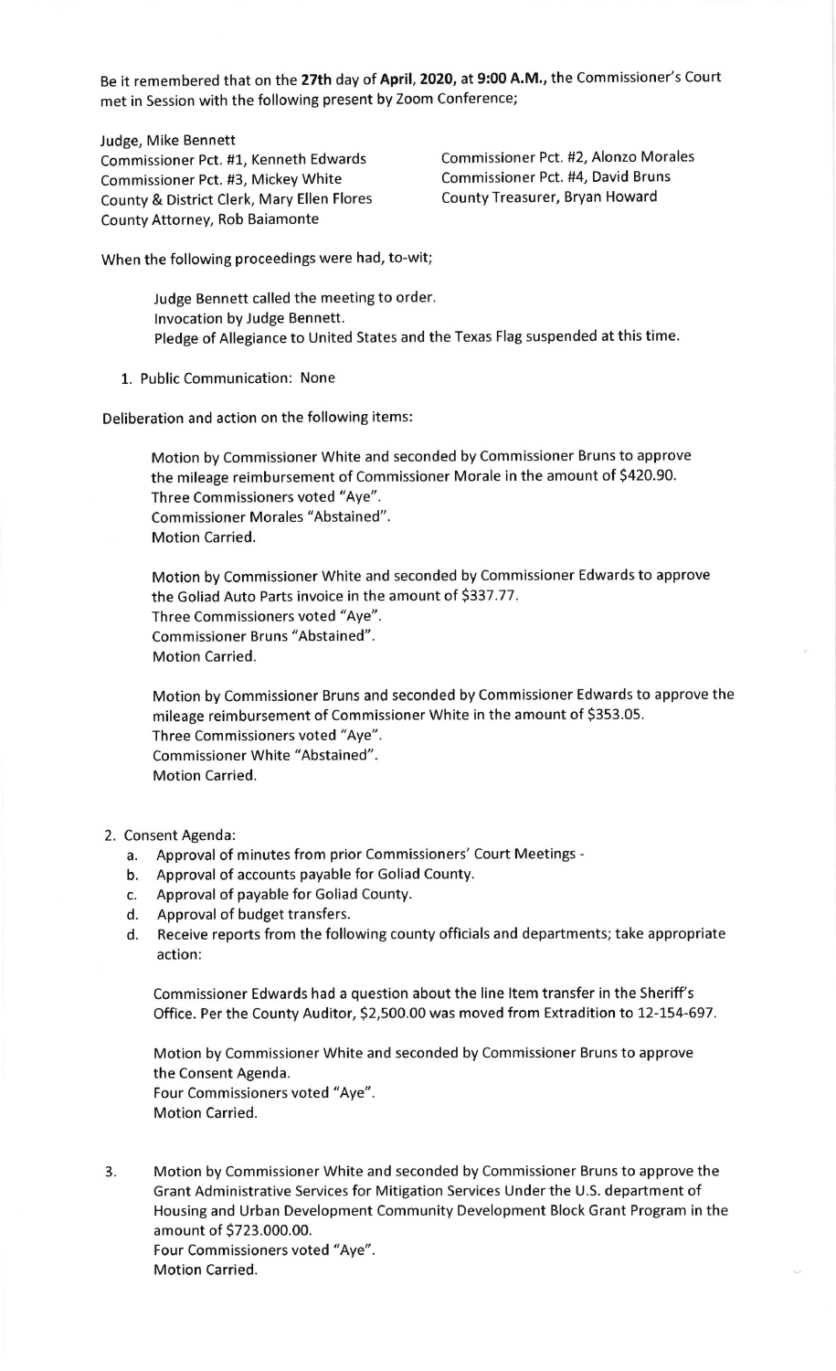Be it remembered that on the **27th** day of **April, 2020,** at **9:00 A.M.,** the Commissioner's Court met in Session with the following present by Zoom Conference;

Judge, Mike Bennett
Commissioner Pct. #1, Kenneth Edwards
Commissioner Pct. #2, Alonzo Morales
Commissioner Pct. #3, Mickey White
Commissioner Pct. #4, David Bruns
County & District Clerk, Mary Ellen Flores
County Treasurer, Bryan Howard
County Attorney, Rob Baiamonte

When the following proceedings were had, to-wit;

Judge Bennett called the meeting to order.
Invocation by Judge Bennett.
Pledge of Allegiance to United States and the Texas Flag suspended at this time.

1. Public Communication: None

Deliberation and action on the following items:

Motion by Commissioner White and seconded by Commissioner Bruns to approve the mileage reimbursement of Commissioner Morale in the amount of $420.90.
Three Commissioners voted "Aye".
Commissioner Morales "Abstained".
Motion Carried.

Motion by Commissioner White and seconded by Commissioner Edwards to approve the Goliad Auto Parts invoice in the amount of $337.77.
Three Commissioners voted "Aye".
Commissioner Bruns "Abstained".
Motion Carried.

Motion by Commissioner Bruns and seconded by Commissioner Edwards to approve the mileage reimbursement of Commissioner White in the amount of $353.05.
Three Commissioners voted "Aye".
Commissioner White "Abstained".
Motion Carried.

2. Consent Agenda:
   a. Approval of minutes from prior Commissioners' Court Meetings -
   b. Approval of accounts payable for Goliad County.
   c. Approval of payable for Goliad County.
   d. Approval of budget transfers.
   d. Receive reports from the following county officials and departments; take appropriate action:

   Commissioner Edwards had a question about the line Item transfer in the Sheriff's Office. Per the County Auditor, $2,500.00 was moved from Extradition to 12-154-697.

   Motion by Commissioner White and seconded by Commissioner Bruns to approve the Consent Agenda.
   Four Commissioners voted "Aye".
   Motion Carried.

3. Motion by Commissioner White and seconded by Commissioner Bruns to approve the Grant Administrative Services for Mitigation Services Under the U.S. department of Housing and Urban Development Community Development Block Grant Program in the amount of $723.000.00.
   Four Commissioners voted "Aye".
   Motion Carried.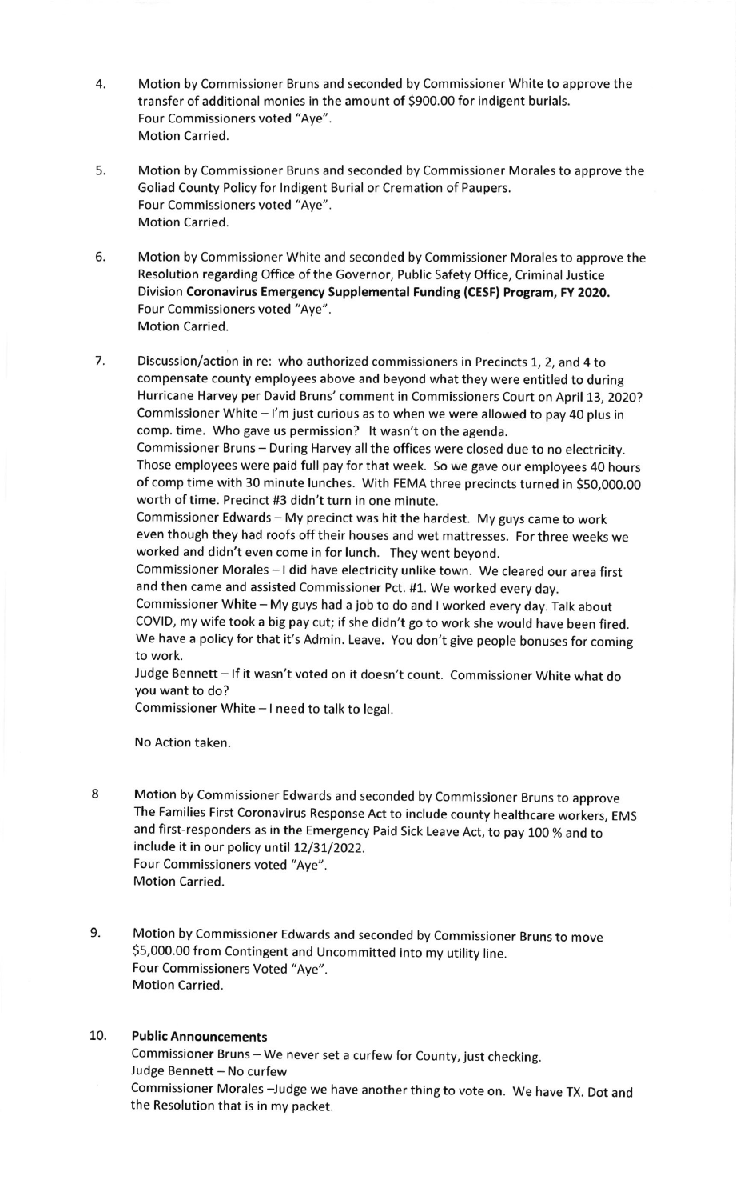4. Motion by Commissioner Bruns and seconded by Commissioner White to approve the transfer of additional monies in the amount of $900.00 for indigent burials.
Four Commissioners voted "Aye".
Motion Carried.

5. Motion by Commissioner Bruns and seconded by Commissioner Morales to approve the Goliad County Policy for Indigent Burial or Cremation of Paupers.
Four Commissioners voted "Aye".
Motion Carried.

6. Motion by Commissioner White and seconded by Commissioner Morales to approve the Resolution regarding Office of the Governor, Public Safety Office, Criminal Justice Division **Coronavirus Emergency Supplemental Funding (CESF) Program, FY 2020.**
Four Commissioners voted "Aye".
Motion Carried.

7. Discussion/action in re: who authorized commissioners in Precincts 1, 2, and 4 to compensate county employees above and beyond what they were entitled to during Hurricane Harvey per David Bruns' comment in Commissioners Court on April 13, 2020?
Commissioner White – I'm just curious as to when we were allowed to pay 40 plus in comp. time. Who gave us permission? It wasn't on the agenda.
Commissioner Bruns – During Harvey all the offices were closed due to no electricity. Those employees were paid full pay for that week. So we gave our employees 40 hours of comp time with 30 minute lunches. With FEMA three precincts turned in $50,000.00 worth of time. Precinct #3 didn't turn in one minute.
Commissioner Edwards – My precinct was hit the hardest. My guys came to work even though they had roofs off their houses and wet mattresses. For three weeks we worked and didn't even come in for lunch. They went beyond.
Commissioner Morales – I did have electricity unlike town. We cleared our area first and then came and assisted Commissioner Pct. #1. We worked every day.
Commissioner White – My guys had a job to do and I worked every day. Talk about COVID, my wife took a big pay cut; if she didn't go to work she would have been fired. We have a policy for that it's Admin. Leave. You don't give people bonuses for coming to work.
Judge Bennett – If it wasn't voted on it doesn't count. Commissioner White what do you want to do?
Commissioner White – I need to talk to legal.

No Action taken.

8 Motion by Commissioner Edwards and seconded by Commissioner Bruns to approve The Families First Coronavirus Response Act to include county healthcare workers, EMS and first-responders as in the Emergency Paid Sick Leave Act, to pay 100 % and to include it in our policy until 12/31/2022.
Four Commissioners voted "Aye".
Motion Carried.

9. Motion by Commissioner Edwards and seconded by Commissioner Bruns to move $5,000.00 from Contingent and Uncommitted into my utility line.
Four Commissioners Voted "Aye".
Motion Carried.

10. **Public Announcements**
Commissioner Bruns – We never set a curfew for County, just checking.
Judge Bennett – No curfew
Commissioner Morales –Judge we have another thing to vote on. We have TX. Dot and the Resolution that is in my packet.